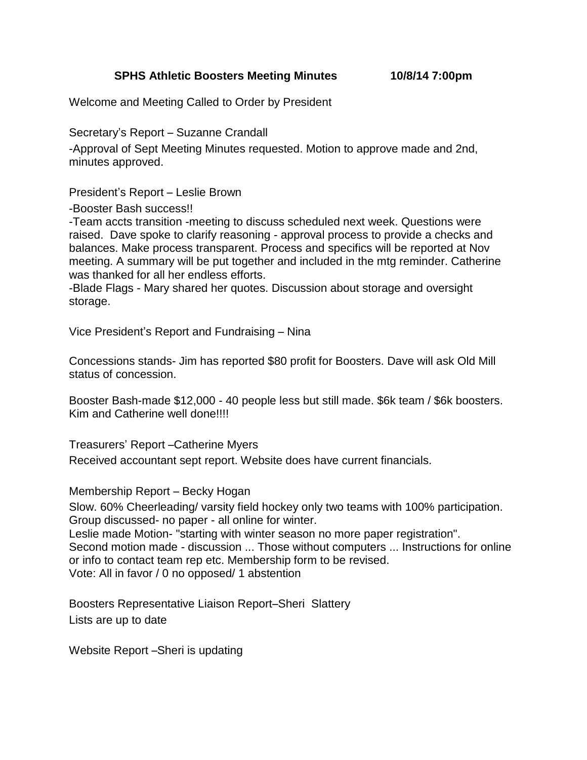**SPHS Athletic Boosters Meeting Minutes 10/8/14 7:00pm**

Welcome and Meeting Called to Order by President

Secretary's Report – Suzanne Crandall

-Approval of Sept Meeting Minutes requested. Motion to approve made and 2nd, minutes approved.

President's Report – Leslie Brown

-Booster Bash success!!
-Team accts transition -meeting to discuss scheduled next week. Questions were raised. Dave spoke to clarify reasoning - approval process to provide a checks and balances. Make process transparent. Process and specifics will be reported at Nov meeting. A summary will be put together and included in the mtg reminder. Catherine was thanked for all her endless efforts.
-Blade Flags - Mary shared her quotes. Discussion about storage and oversight storage.

Vice President's Report and Fundraising – Nina

Concessions stands- Jim has reported $80 profit for Boosters. Dave will ask Old Mill status of concession.

Booster Bash-made $12,000 - 40 people less but still made. $6k team / $6k boosters. Kim and Catherine well done!!!!

Treasurers' Report –Catherine Myers

Received accountant sept report. Website does have current financials.

Membership Report – Becky Hogan

Slow. 60% Cheerleading/ varsity field hockey only two teams with 100% participation. Group discussed- no paper - all online for winter.
Leslie made Motion- "starting with winter season no more paper registration".
Second motion made - discussion ... Those without computers ... Instructions for online or info to contact team rep etc. Membership form to be revised.
Vote: All in favor / 0 no opposed/ 1 abstention

Boosters Representative Liaison Report–Sheri Slattery

Lists are up to date

Website Report –Sheri is updating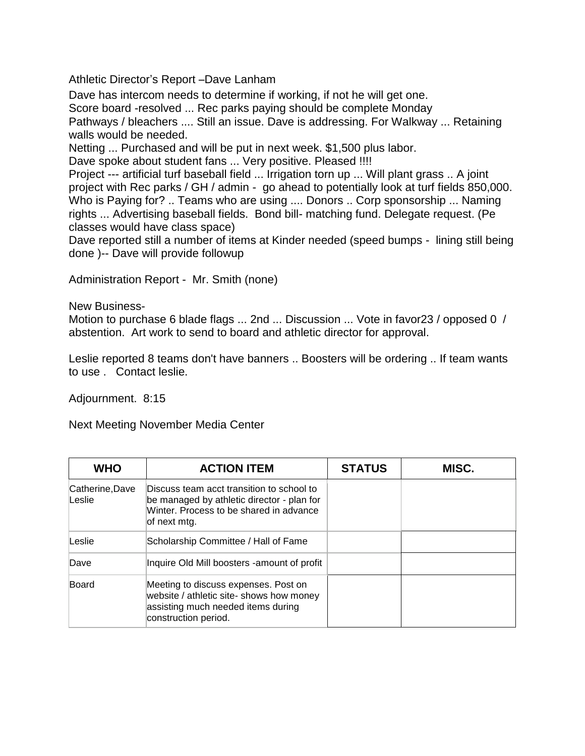Athletic Director's Report –Dave Lanham

Dave has intercom needs to determine if working, if not he will get one.
Score board -resolved ... Rec parks paying should be complete Monday
Pathways / bleachers .... Still an issue. Dave is addressing. For Walkway ... Retaining walls would be needed.
Netting ... Purchased and will be put in next week. $1,500 plus labor.
Dave spoke about student fans ... Very positive. Pleased !!!!
Project --- artificial turf baseball field ... Irrigation torn up ... Will plant grass .. A joint project with Rec parks / GH / admin - go ahead to potentially look at turf fields 850,000. Who is Paying for? .. Teams who are using .... Donors .. Corp sponsorship ... Naming rights ... Advertising baseball fields. Bond bill- matching fund. Delegate request. (Pe classes would have class space)
Dave reported still a number of items at Kinder needed (speed bumps - lining still being done )-- Dave will provide followup

Administration Report - Mr. Smith (none)

New Business-
Motion to purchase 6 blade flags ... 2nd ... Discussion ... Vote in favor23 / opposed 0 / abstention. Art work to send to board and athletic director for approval.

Leslie reported 8 teams don't have banners .. Boosters will be ordering .. If team wants to use . Contact leslie.

Adjournment. 8:15

Next Meeting November Media Center

| WHO | ACTION ITEM | STATUS | MISC. |
|---|---|---|---|
| Catherine,Dave Leslie | Discuss team acct transition to school to be managed by athletic director - plan for Winter. Process to be shared in advance of next mtg. | | |
| Leslie | Scholarship Committee / Hall of Fame | | |
| Dave | Inquire Old Mill boosters -amount of profit | | |
| Board | Meeting to discuss expenses. Post on website / athletic site- shows how money assisting much needed items during construction period. | | |